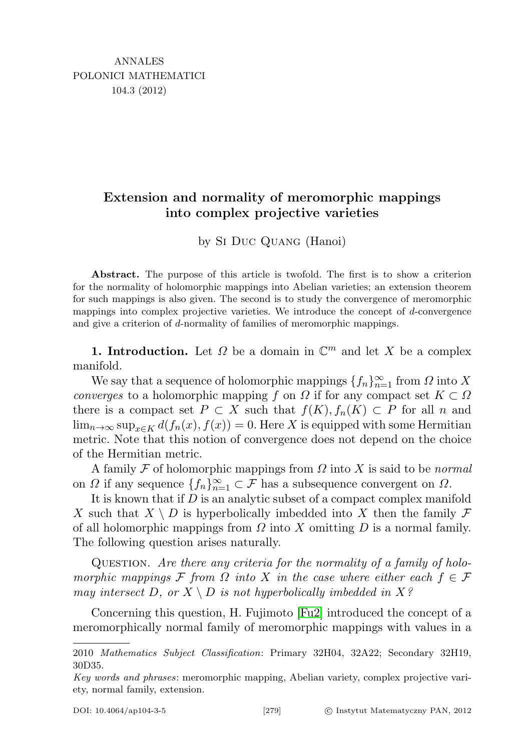# Extension and normality of meromorphic mappings into complex projective varieties

by Si Duc Quang (Hanoi)

**Abstract.** The purpose of this article is twofold. The first is to show a criterion for the normality of holomorphic mappings into Abelian varieties; an extension theorem for such mappings is also given. The second is to study the convergence of meromorphic mappings into complex projective varieties. We introduce the concept of $d$-convergence and give a criterion of $d$-normality of families of meromorphic mappings.

**1. Introduction.** Let $\Omega$ be a domain in $\mathbb{C}^m$ and let $X$ be a complex manifold.

We say that a sequence of holomorphic mappings $\{f_n\}_{n=1}^{\infty}$ from $\Omega$ into $X$ *converges* to a holomorphic mapping $f$ on $\Omega$ if for any compact set $K \subset \Omega$ there is a compact set $P \subset X$ such that $f(K), f_n(K) \subset P$ for all $n$ and $\lim_{n\to\infty} \sup_{x\in K} d(f_n(x), f(x)) = 0$. Here $X$ is equipped with some Hermitian metric. Note that this notion of convergence does not depend on the choice of the Hermitian metric.

A family $\mathcal{F}$ of holomorphic mappings from $\Omega$ into $X$ is said to be *normal* on $\Omega$ if any sequence $\{f_n\}_{n=1}^{\infty} \subset \mathcal{F}$ has a subsequence convergent on $\Omega$.

It is known that if $D$ is an analytic subset of a compact complex manifold $X$ such that $X \setminus D$ is hyperbolically imbedded into $X$ then the family $\mathcal{F}$ of all holomorphic mappings from $\Omega$ into $X$ omitting $D$ is a normal family. The following question arises naturally.

Question. *Are there any criteria for the normality of a family of holomorphic mappings $\mathcal{F}$ from $\Omega$ into $X$ in the case where either each $f \in \mathcal{F}$ may intersect $D$, or $X \setminus D$ is not hyperbolically imbedded in $X$?*

Concerning this question, H. Fujimoto [Fu2] introduced the concept of a meromorphically normal family of meromorphic mappings with values in a

---

2010 *Mathematics Subject Classification*: Primary 32H04, 32A22; Secondary 32H19, 30D35.

*Key words and phrases*: meromorphic mapping, Abelian variety, complex projective variety, normal family, extension.

DOI: 10.4064/ap104-3-5 © Instytut Matematyczny PAN, 2012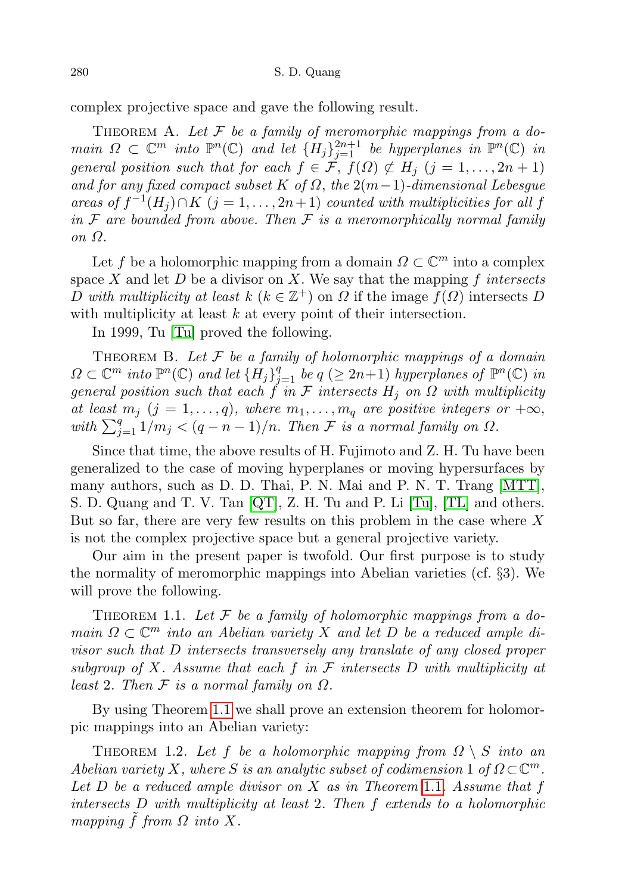complex projective space and gave the following result.

THEOREM A. *Let $\mathcal{F}$ be a family of meromorphic mappings from a domain $\Omega \subset \mathbb{C}^m$ into $\mathbb{P}^n(\mathbb{C})$ and let $\{H_j\}_{j=1}^{2n+1}$ be hyperplanes in $\mathbb{P}^n(\mathbb{C})$ in general position such that for each $f \in \mathcal{F}$, $f(\Omega) \not\subset H_j$ $(j = 1, \ldots, 2n+1)$ and for any fixed compact subset $K$ of $\Omega$, the $2(m-1)$-dimensional Lebesgue areas of $f^{-1}(H_j) \cap K$ $(j = 1, \ldots, 2n+1)$ counted with multiplicities for all $f$ in $\mathcal{F}$ are bounded from above. Then $\mathcal{F}$ is a meromorphically normal family on $\Omega$.*

Let $f$ be a holomorphic mapping from a domain $\Omega \subset \mathbb{C}^m$ into a complex space $X$ and let $D$ be a divisor on $X$. We say that the mapping $f$ *intersects $D$ with multiplicity at least $k$* $(k \in \mathbb{Z}^+)$ on $\Omega$ if the image $f(\Omega)$ intersects $D$ with multiplicity at least $k$ at every point of their intersection.

In 1999, Tu [Tu] proved the following.

THEOREM B. *Let $\mathcal{F}$ be a family of holomorphic mappings of a domain $\Omega \subset \mathbb{C}^m$ into $\mathbb{P}^n(\mathbb{C})$ and let $\{H_j\}_{j=1}^{q}$ be $q$ $(\geq 2n+1)$ hyperplanes of $\mathbb{P}^n(\mathbb{C})$ in general position such that each $f$ in $\mathcal{F}$ intersects $H_j$ on $\Omega$ with multiplicity at least $m_j$ $(j = 1, \ldots, q)$, where $m_1, \ldots, m_q$ are positive integers or $+\infty$, with $\sum_{j=1}^{q} 1/m_j < (q-n-1)/n$. Then $\mathcal{F}$ is a normal family on $\Omega$.*

Since that time, the above results of H. Fujimoto and Z. H. Tu have been generalized to the case of moving hyperplanes or moving hypersurfaces by many authors, such as D. D. Thai, P. N. Mai and P. N. T. Trang [MTT], S. D. Quang and T. V. Tan [QT], Z. H. Tu and P. Li [Tu], [TL] and others. But so far, there are very few results on this problem in the case where $X$ is not the complex projective space but a general projective variety.

Our aim in the present paper is twofold. Our first purpose is to study the normality of meromorphic mappings into Abelian varieties (cf. §3). We will prove the following.

THEOREM 1.1. *Let $\mathcal{F}$ be a family of holomorphic mappings from a domain $\Omega \subset \mathbb{C}^m$ into an Abelian variety $X$ and let $D$ be a reduced ample divisor such that $D$ intersects transversely any translate of any closed proper subgroup of $X$. Assume that each $f$ in $\mathcal{F}$ intersects $D$ with multiplicity at least 2. Then $\mathcal{F}$ is a normal family on $\Omega$.*

By using Theorem 1.1 we shall prove an extension theorem for holomorpic mappings into an Abelian variety:

THEOREM 1.2. *Let $f$ be a holomorphic mapping from $\Omega \setminus S$ into an Abelian variety $X$, where $S$ is an analytic subset of codimension 1 of $\Omega \subset \mathbb{C}^m$. Let $D$ be a reduced ample divisor on $X$ as in Theorem 1.1. Assume that $f$ intersects $D$ with multiplicity at least 2. Then $f$ extends to a holomorphic mapping $\tilde{f}$ from $\Omega$ into $X$.*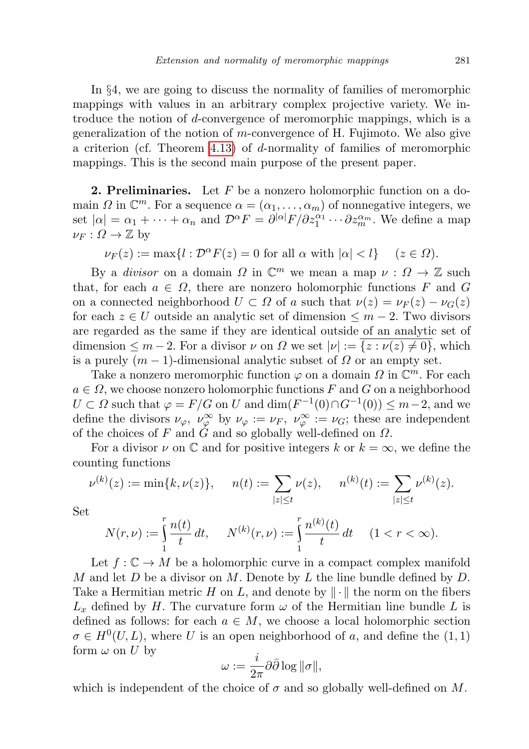In §4, we are going to discuss the normality of families of meromorphic mappings with values in an arbitrary complex projective variety. We introduce the notion of $d$-convergence of meromorphic mappings, which is a generalization of the notion of $m$-convergence of H. Fujimoto. We also give a criterion (cf. Theorem 4.13) of $d$-normality of families of meromorphic mappings. This is the second main purpose of the present paper.

**2. Preliminaries.** Let $F$ be a nonzero holomorphic function on a domain $\Omega$ in $\mathbb{C}^m$. For a sequence $\alpha = (\alpha_1, \dots, \alpha_m)$ of nonnegative integers, we set $|\alpha| = \alpha_1 + \dots + \alpha_n$ and $\mathcal{D}^\alpha F = \partial^{|\alpha|} F / \partial z_1^{\alpha_1} \cdots \partial z_m^{\alpha_m}$. We define a map $\nu_F : \Omega \to \mathbb{Z}$ by

$$\nu_F(z) := \max\{l : \mathcal{D}^\alpha F(z) = 0 \text{ for all } \alpha \text{ with } |\alpha| < l\} \quad (z \in \Omega).$$

By a *divisor* on a domain $\Omega$ in $\mathbb{C}^m$ we mean a map $\nu : \Omega \to \mathbb{Z}$ such that, for each $a \in \Omega$, there are nonzero holomorphic functions $F$ and $G$ on a connected neighborhood $U \subset \Omega$ of $a$ such that $\nu(z) = \nu_F(z) - \nu_G(z)$ for each $z \in U$ outside an analytic set of dimension $\leq m-2$. Two divisors are regarded as the same if they are identical outside of an analytic set of dimension $\leq m-2$. For a divisor $\nu$ on $\Omega$ we set $|\nu| := \overline{\{z : \nu(z) \neq 0\}}$, which is a purely $(m-1)$-dimensional analytic subset of $\Omega$ or an empty set.

Take a nonzero meromorphic function $\varphi$ on a domain $\Omega$ in $\mathbb{C}^m$. For each $a \in \Omega$, we choose nonzero holomorphic functions $F$ and $G$ on a neighborhood $U \subset \Omega$ such that $\varphi = F/G$ on $U$ and $\dim(F^{-1}(0) \cap G^{-1}(0)) \leq m-2$, and we define the divisors $\nu_\varphi$, $\nu_\varphi^\infty$ by $\nu_\varphi := \nu_F$, $\nu_\varphi^\infty := \nu_G$; these are independent of the choices of $F$ and $G$ and so globally well-defined on $\Omega$.

For a divisor $\nu$ on $\mathbb{C}$ and for positive integers $k$ or $k = \infty$, we define the counting functions

$$\nu^{(k)}(z) := \min\{k, \nu(z)\}, \quad n(t) := \sum_{|z| \leq t} \nu(z), \quad n^{(k)}(t) := \sum_{|z| \leq t} \nu^{(k)}(z).$$

Set

$$N(r, \nu) := \int_1^r \frac{n(t)}{t}\, dt, \quad N^{(k)}(r, \nu) := \int_1^r \frac{n^{(k)}(t)}{t}\, dt \quad (1 < r < \infty).$$

Let $f : \mathbb{C} \to M$ be a holomorphic curve in a compact complex manifold $M$ and let $D$ be a divisor on $M$. Denote by $L$ the line bundle defined by $D$. Take a Hermitian metric $H$ on $L$, and denote by $\|\cdot\|$ the norm on the fibers $L_x$ defined by $H$. The curvature form $\omega$ of the Hermitian line bundle $L$ is defined as follows: for each $a \in M$, we choose a local holomorphic section $\sigma \in H^0(U, L)$, where $U$ is an open neighborhood of $a$, and define the $(1,1)$ form $\omega$ on $U$ by

$$\omega := \frac{i}{2\pi} \partial\bar{\partial} \log \|\sigma\|,$$

which is independent of the choice of $\sigma$ and so globally well-defined on $M$.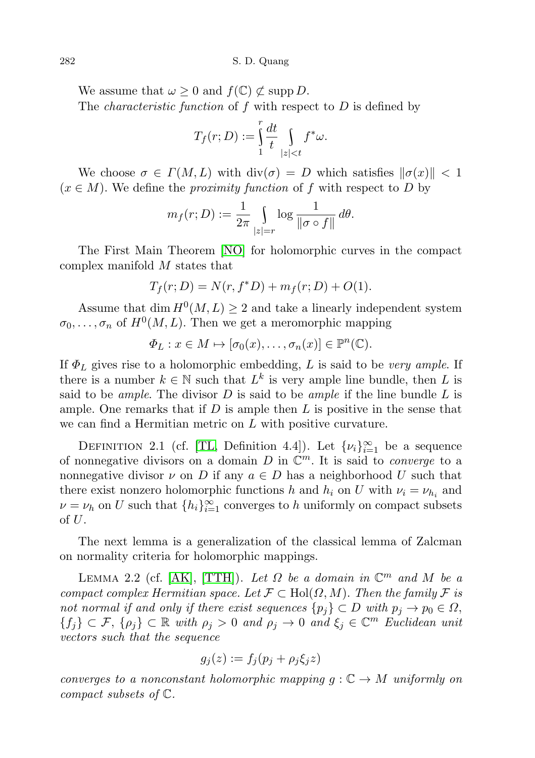We assume that $\omega \geq 0$ and $f(\mathbb{C}) \not\subset \operatorname{supp} D$.

The *characteristic function* of $f$ with respect to $D$ is defined by

$$T_f(r; D) := \int_1^r \frac{dt}{t} \int_{|z|<t} f^*\omega.$$

We choose $\sigma \in \Gamma(M, L)$ with $\operatorname{div}(\sigma) = D$ which satisfies $\|\sigma(x)\| < 1$ ($x \in M$). We define the *proximity function* of $f$ with respect to $D$ by

$$m_f(r; D) := \frac{1}{2\pi} \int_{|z|=r} \log \frac{1}{\|\sigma \circ f\|} \, d\theta.$$

The First Main Theorem [NO] for holomorphic curves in the compact complex manifold $M$ states that

$$T_f(r; D) = N(r, f^*D) + m_f(r; D) + O(1).$$

Assume that $\dim H^0(M, L) \geq 2$ and take a linearly independent system $\sigma_0, \ldots, \sigma_n$ of $H^0(M, L)$. Then we get a meromorphic mapping

$$\Phi_L : x \in M \mapsto [\sigma_0(x), \ldots, \sigma_n(x)] \in \mathbb{P}^n(\mathbb{C}).$$

If $\Phi_L$ gives rise to a holomorphic embedding, $L$ is said to be *very ample*. If there is a number $k \in \mathbb{N}$ such that $L^k$ is very ample line bundle, then $L$ is said to be *ample*. The divisor $D$ is said to be *ample* if the line bundle $L$ is ample. One remarks that if $D$ is ample then $L$ is positive in the sense that we can find a Hermitian metric on $L$ with positive curvature.

DEFINITION 2.1 (cf. [TL, Definition 4.4]). Let $\{\nu_i\}_{i=1}^{\infty}$ be a sequence of nonnegative divisors on a domain $D$ in $\mathbb{C}^m$. It is said to *converge* to a nonnegative divisor $\nu$ on $D$ if any $a \in D$ has a neighborhood $U$ such that there exist nonzero holomorphic functions $h$ and $h_i$ on $U$ with $\nu_i = \nu_{h_i}$ and $\nu = \nu_h$ on $U$ such that $\{h_i\}_{i=1}^{\infty}$ converges to $h$ uniformly on compact subsets of $U$.

The next lemma is a generalization of the classical lemma of Zalcman on normality criteria for holomorphic mappings.

LEMMA 2.2 (cf. [AK], [TTH]). *Let $\Omega$ be a domain in $\mathbb{C}^m$ and $M$ be a compact complex Hermitian space. Let $\mathcal{F} \subset \operatorname{Hol}(\Omega, M)$. Then the family $\mathcal{F}$ is not normal if and only if there exist sequences $\{p_j\} \subset D$ with $p_j \to p_0 \in \Omega$, $\{f_j\} \subset \mathcal{F}$, $\{\rho_j\} \subset \mathbb{R}$ with $\rho_j > 0$ and $\rho_j \to 0$ and $\xi_j \in \mathbb{C}^m$ Euclidean unit vectors such that the sequence*

$$g_j(z) := f_j(p_j + \rho_j \xi_j z)$$

*converges to a nonconstant holomorphic mapping $g : \mathbb{C} \to M$ uniformly on compact subsets of $\mathbb{C}$.*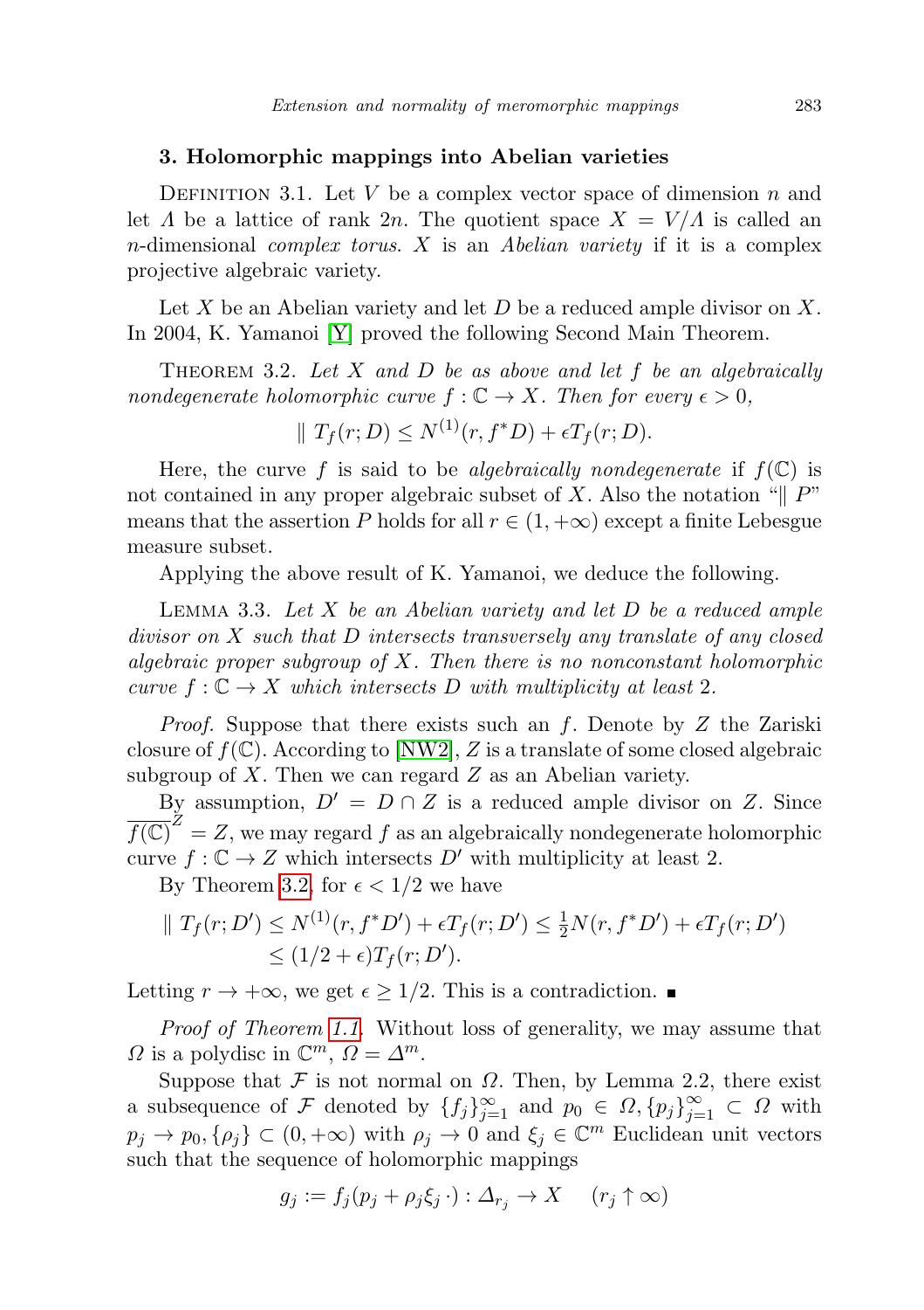## 3. Holomorphic mappings into Abelian varieties

Definition 3.1. Let $V$ be a complex vector space of dimension $n$ and let $\Lambda$ be a lattice of rank $2n$. The quotient space $X = V/\Lambda$ is called an $n$-dimensional *complex torus*. $X$ is an *Abelian variety* if it is a complex projective algebraic variety.

Let $X$ be an Abelian variety and let $D$ be a reduced ample divisor on $X$. In 2004, K. Yamanoi [Y] proved the following Second Main Theorem.

Theorem 3.2. *Let $X$ and $D$ be as above and let $f$ be an algebraically nondegenerate holomorphic curve $f : \mathbb{C} \to X$. Then for every $\epsilon > 0$,*

$$\| \ T_f(r; D) \leq N^{(1)}(r, f^*D) + \epsilon T_f(r; D).$$

Here, the curve $f$ is said to be *algebraically nondegenerate* if $f(\mathbb{C})$ is not contained in any proper algebraic subset of $X$. Also the notation "$\| \ P$" means that the assertion $P$ holds for all $r \in (1, +\infty)$ except a finite Lebesgue measure subset.

Applying the above result of K. Yamanoi, we deduce the following.

Lemma 3.3. *Let $X$ be an Abelian variety and let $D$ be a reduced ample divisor on $X$ such that $D$ intersects transversely any translate of any closed algebraic proper subgroup of $X$. Then there is no nonconstant holomorphic curve $f : \mathbb{C} \to X$ which intersects $D$ with multiplicity at least 2.*

*Proof.* Suppose that there exists such an $f$. Denote by $Z$ the Zariski closure of $f(\mathbb{C})$. According to [NW2], $Z$ is a translate of some closed algebraic subgroup of $X$. Then we can regard $Z$ as an Abelian variety.

By assumption, $D' = D \cap Z$ is a reduced ample divisor on $Z$. Since $\overline{f(\mathbb{C})}^Z = Z$, we may regard $f$ as an algebraically nondegenerate holomorphic curve $f : \mathbb{C} \to Z$ which intersects $D'$ with multiplicity at least 2.

By Theorem 3.2, for $\epsilon < 1/2$ we have

$$\begin{aligned} \| \ T_f(r; D') &\leq N^{(1)}(r, f^*D') + \epsilon T_f(r; D') \leq \tfrac{1}{2} N(r, f^*D') + \epsilon T_f(r; D') \\ &\leq (1/2 + \epsilon) T_f(r; D'). \end{aligned}$$

Letting $r \to +\infty$, we get $\epsilon \geq 1/2$. This is a contradiction. ∎

*Proof of Theorem 1.1.* Without loss of generality, we may assume that $\Omega$ is a polydisc in $\mathbb{C}^m$, $\Omega = \Delta^m$.

Suppose that $\mathcal{F}$ is not normal on $\Omega$. Then, by Lemma 2.2, there exist a subsequence of $\mathcal{F}$ denoted by $\{f_j\}_{j=1}^{\infty}$ and $p_0 \in \Omega, \{p_j\}_{j=1}^{\infty} \subset \Omega$ with $p_j \to p_0, \{\rho_j\} \subset (0, +\infty)$ with $\rho_j \to 0$ and $\xi_j \in \mathbb{C}^m$ Euclidean unit vectors such that the sequence of holomorphic mappings

$$g_j := f_j(p_j + \rho_j \xi_j \cdot) : \Delta_{r_j} \to X \quad (r_j \uparrow \infty)$$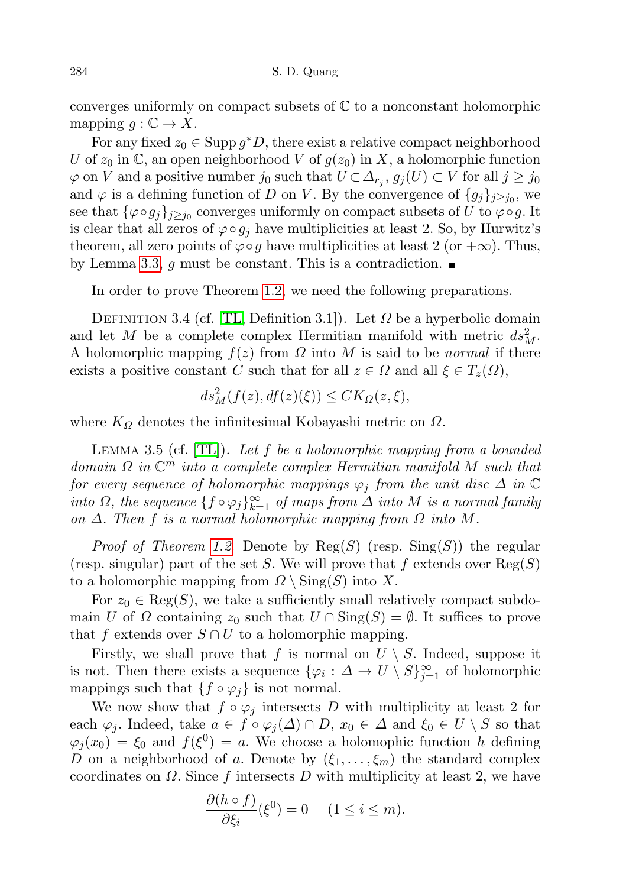converges uniformly on compact subsets of $\mathbb{C}$ to a nonconstant holomorphic mapping $g : \mathbb{C} \to X$.

For any fixed $z_0 \in \operatorname{Supp} g^*D$, there exist a relative compact neighborhood $U$ of $z_0$ in $\mathbb{C}$, an open neighborhood $V$ of $g(z_0)$ in $X$, a holomorphic function $\varphi$ on $V$ and a positive number $j_0$ such that $U \subset \Delta_{r_j}$, $g_j(U) \subset V$ for all $j \geq j_0$ and $\varphi$ is a defining function of $D$ on $V$. By the convergence of $\{g_j\}_{j \geq j_0}$, we see that $\{\varphi \circ g_j\}_{j \geq j_0}$ converges uniformly on compact subsets of $U$ to $\varphi \circ g$. It is clear that all zeros of $\varphi \circ g_j$ have multiplicities at least 2. So, by Hurwitz's theorem, all zero points of $\varphi \circ g$ have multiplicities at least 2 (or $+\infty$). Thus, by Lemma 3.3, $g$ must be constant. This is a contradiction. ∎

In order to prove Theorem 1.2, we need the following preparations.

Definition 3.4 (cf. [TL, Definition 3.1]). Let $\Omega$ be a hyperbolic domain and let $M$ be a complete complex Hermitian manifold with metric $ds^2_M$. A holomorphic mapping $f(z)$ from $\Omega$ into $M$ is said to be *normal* if there exists a positive constant $C$ such that for all $z \in \Omega$ and all $\xi \in T_z(\Omega)$,

$$ds^2_M(f(z), df(z)(\xi)) \leq C K_\Omega(z, \xi),$$

where $K_\Omega$ denotes the infinitesimal Kobayashi metric on $\Omega$.

Lemma 3.5 (cf. [TL]). *Let $f$ be a holomorphic mapping from a bounded domain $\Omega$ in $\mathbb{C}^m$ into a complete complex Hermitian manifold $M$ such that for every sequence of holomorphic mappings $\varphi_j$ from the unit disc $\Delta$ in $\mathbb{C}$ into $\Omega$, the sequence $\{f \circ \varphi_j\}_{k=1}^{\infty}$ of maps from $\Delta$ into $M$ is a normal family on $\Delta$. Then $f$ is a normal holomorphic mapping from $\Omega$ into $M$.*

*Proof of Theorem 1.2.* Denote by $\operatorname{Reg}(S)$ (resp. $\operatorname{Sing}(S)$) the regular (resp. singular) part of the set $S$. We will prove that $f$ extends over $\operatorname{Reg}(S)$ to a holomorphic mapping from $\Omega \setminus \operatorname{Sing}(S)$ into $X$.

For $z_0 \in \operatorname{Reg}(S)$, we take a sufficiently small relatively compact subdomain $U$ of $\Omega$ containing $z_0$ such that $U \cap \operatorname{Sing}(S) = \emptyset$. It suffices to prove that $f$ extends over $S \cap U$ to a holomorphic mapping.

Firstly, we shall prove that $f$ is normal on $U \setminus S$. Indeed, suppose it is not. Then there exists a sequence $\{\varphi_i : \Delta \to U \setminus S\}_{j=1}^{\infty}$ of holomorphic mappings such that $\{f \circ \varphi_j\}$ is not normal.

We now show that $f \circ \varphi_j$ intersects $D$ with multiplicity at least 2 for each $\varphi_j$. Indeed, take $a \in f \circ \varphi_j(\Delta) \cap D$, $x_0 \in \Delta$ and $\xi_0 \in U \setminus S$ so that $\varphi_j(x_0) = \xi_0$ and $f(\xi^0) = a$. We choose a holomophic function $h$ defining $D$ on a neighborhood of $a$. Denote by $(\xi_1, \ldots, \xi_m)$ the standard complex coordinates on $\Omega$. Since $f$ intersects $D$ with multiplicity at least 2, we have

$$\frac{\partial(h \circ f)}{\partial \xi_i}(\xi^0) = 0 \quad (1 \leq i \leq m).$$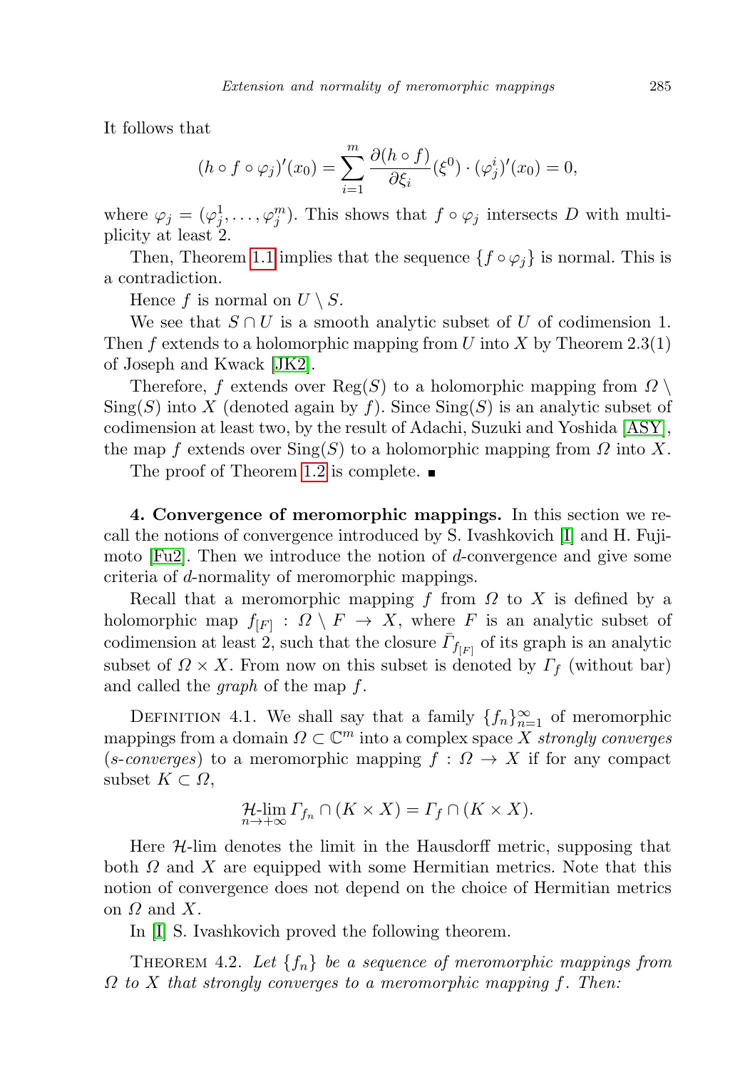It follows that

$$(h \circ f \circ \varphi_j)'(x_0) = \sum_{i=1}^{m} \frac{\partial (h \circ f)}{\partial \xi_i}(\xi^0) \cdot (\varphi_j^i)'(x_0) = 0,$$

where $\varphi_j = (\varphi_j^1, \dots, \varphi_j^m)$. This shows that $f \circ \varphi_j$ intersects $D$ with multiplicity at least 2.

Then, Theorem 1.1 implies that the sequence $\{f \circ \varphi_j\}$ is normal. This is a contradiction.

Hence $f$ is normal on $U \setminus S$.

We see that $S \cap U$ is a smooth analytic subset of $U$ of codimension 1. Then $f$ extends to a holomorphic mapping from $U$ into $X$ by Theorem 2.3(1) of Joseph and Kwack [JK2].

Therefore, $f$ extends over $\operatorname{Reg}(S)$ to a holomorphic mapping from $\Omega \setminus \operatorname{Sing}(S)$ into $X$ (denoted again by $f$). Since $\operatorname{Sing}(S)$ is an analytic subset of codimension at least two, by the result of Adachi, Suzuki and Yoshida [ASY], the map $f$ extends over $\operatorname{Sing}(S)$ to a holomorphic mapping from $\Omega$ into $X$.

The proof of Theorem 1.2 is complete. ■

**4. Convergence of meromorphic mappings.** In this section we recall the notions of convergence introduced by S. Ivashkovich [I] and H. Fujimoto [Fu2]. Then we introduce the notion of $d$-convergence and give some criteria of $d$-normality of meromorphic mappings.

Recall that a meromorphic mapping $f$ from $\Omega$ to $X$ is defined by a holomorphic map $f_{[F]} : \Omega \setminus F \to X$, where $F$ is an analytic subset of codimension at least 2, such that the closure $\bar{\Gamma}_{f_{[F]}}$ of its graph is an analytic subset of $\Omega \times X$. From now on this subset is denoted by $\Gamma_f$ (without bar) and called the *graph* of the map $f$.

Definition 4.1. We shall say that a family $\{f_n\}_{n=1}^{\infty}$ of meromorphic mappings from a domain $\Omega \subset \mathbb{C}^m$ into a complex space $X$ *strongly converges* (*s-converges*) to a meromorphic mapping $f : \Omega \to X$ if for any compact subset $K \subset \Omega$,

$$\mathcal{H}\text{-}\lim_{n \to +\infty} \Gamma_{f_n} \cap (K \times X) = \Gamma_f \cap (K \times X).$$

Here $\mathcal{H}$-lim denotes the limit in the Hausdorff metric, supposing that both $\Omega$ and $X$ are equipped with some Hermitian metrics. Note that this notion of convergence does not depend on the choice of Hermitian metrics on $\Omega$ and $X$.

In [I] S. Ivashkovich proved the following theorem.

Theorem 4.2. *Let $\{f_n\}$ be a sequence of meromorphic mappings from $\Omega$ to $X$ that strongly converges to a meromorphic mapping $f$. Then:*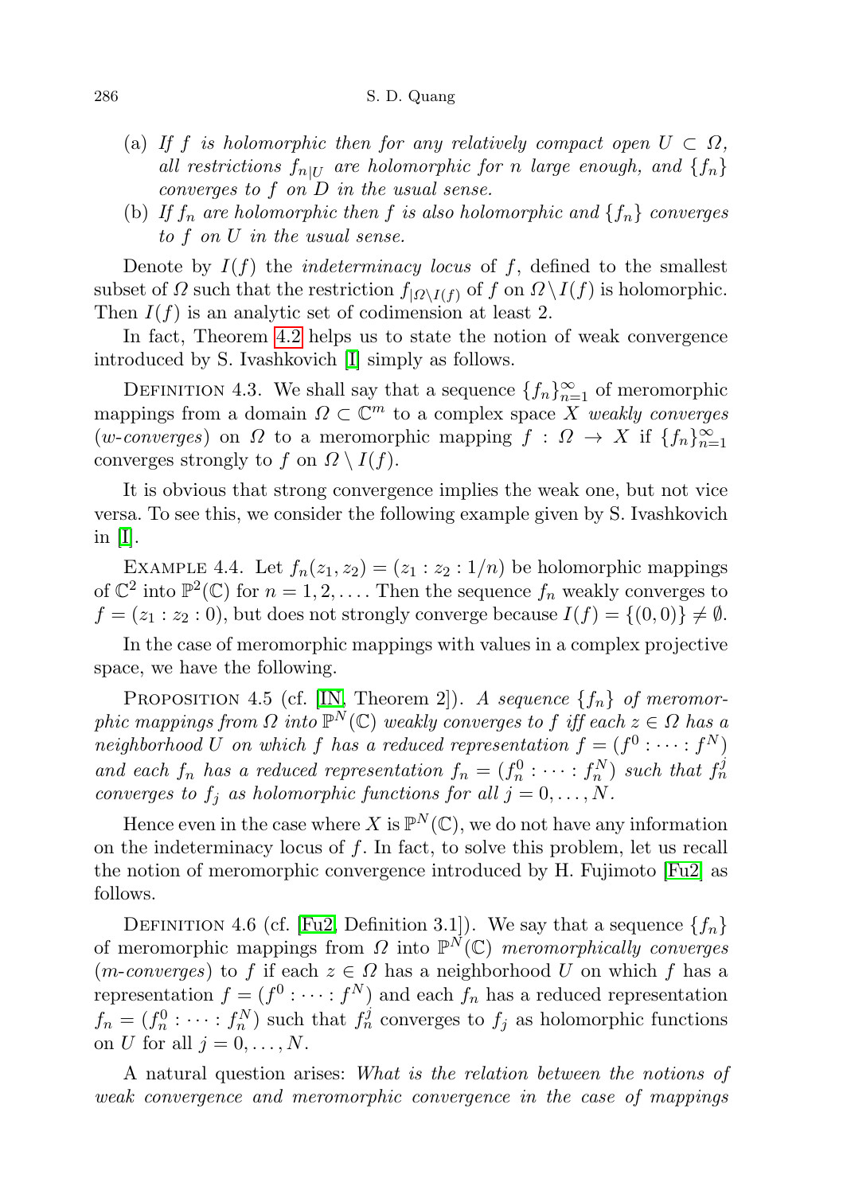(a) *If $f$ is holomorphic then for any relatively compact open $U \subset \Omega$, all restrictions $f_{n|U}$ are holomorphic for $n$ large enough, and $\{f_n\}$ converges to $f$ on $D$ in the usual sense.*

(b) *If $f_n$ are holomorphic then $f$ is also holomorphic and $\{f_n\}$ converges to $f$ on $U$ in the usual sense.*

Denote by $I(f)$ the *indeterminacy locus* of $f$, defined to the smallest subset of $\Omega$ such that the restriction $f_{|\Omega \setminus I(f)}$ of $f$ on $\Omega \setminus I(f)$ is holomorphic. Then $I(f)$ is an analytic set of codimension at least 2.

In fact, Theorem 4.2 helps us to state the notion of weak convergence introduced by S. Ivashkovich [I] simply as follows.

DEFINITION 4.3. We shall say that a sequence $\{f_n\}_{n=1}^{\infty}$ of meromorphic mappings from a domain $\Omega \subset \mathbb{C}^m$ to a complex space $X$ *weakly converges* (*w-converges*) on $\Omega$ to a meromorphic mapping $f : \Omega \to X$ if $\{f_n\}_{n=1}^{\infty}$ converges strongly to $f$ on $\Omega \setminus I(f)$.

It is obvious that strong convergence implies the weak one, but not vice versa. To see this, we consider the following example given by S. Ivashkovich in [I].

EXAMPLE 4.4. Let $f_n(z_1, z_2) = (z_1 : z_2 : 1/n)$ be holomorphic mappings of $\mathbb{C}^2$ into $\mathbb{P}^2(\mathbb{C})$ for $n = 1, 2, \dots$. Then the sequence $f_n$ weakly converges to $f = (z_1 : z_2 : 0)$, but does not strongly converge because $I(f) = \{(0, 0)\} \neq \emptyset$.

In the case of meromorphic mappings with values in a complex projective space, we have the following.

PROPOSITION 4.5 (cf. [IN, Theorem 2]). *A sequence $\{f_n\}$ of meromorphic mappings from $\Omega$ into $\mathbb{P}^N(\mathbb{C})$ weakly converges to $f$ iff each $z \in \Omega$ has a neighborhood $U$ on which $f$ has a reduced representation $f = (f^0 : \cdots : f^N)$ and each $f_n$ has a reduced representation $f_n = (f_n^0 : \cdots : f_n^N)$ such that $f_n^j$ converges to $f_j$ as holomorphic functions for all $j = 0, \dots, N$.*

Hence even in the case where $X$ is $\mathbb{P}^N(\mathbb{C})$, we do not have any information on the indeterminacy locus of $f$. In fact, to solve this problem, let us recall the notion of meromorphic convergence introduced by H. Fujimoto [Fu2] as follows.

DEFINITION 4.6 (cf. [Fu2, Definition 3.1]). We say that a sequence $\{f_n\}$ of meromorphic mappings from $\Omega$ into $\mathbb{P}^N(\mathbb{C})$ *meromorphically converges* (*m-converges*) to $f$ if each $z \in \Omega$ has a neighborhood $U$ on which $f$ has a representation $f = (f^0 : \cdots : f^N)$ and each $f_n$ has a reduced representation $f_n = (f_n^0 : \cdots : f_n^N)$ such that $f_n^j$ converges to $f_j$ as holomorphic functions on $U$ for all $j = 0, \dots, N$.

A natural question arises: *What is the relation between the notions of weak convergence and meromorphic convergence in the case of mappings*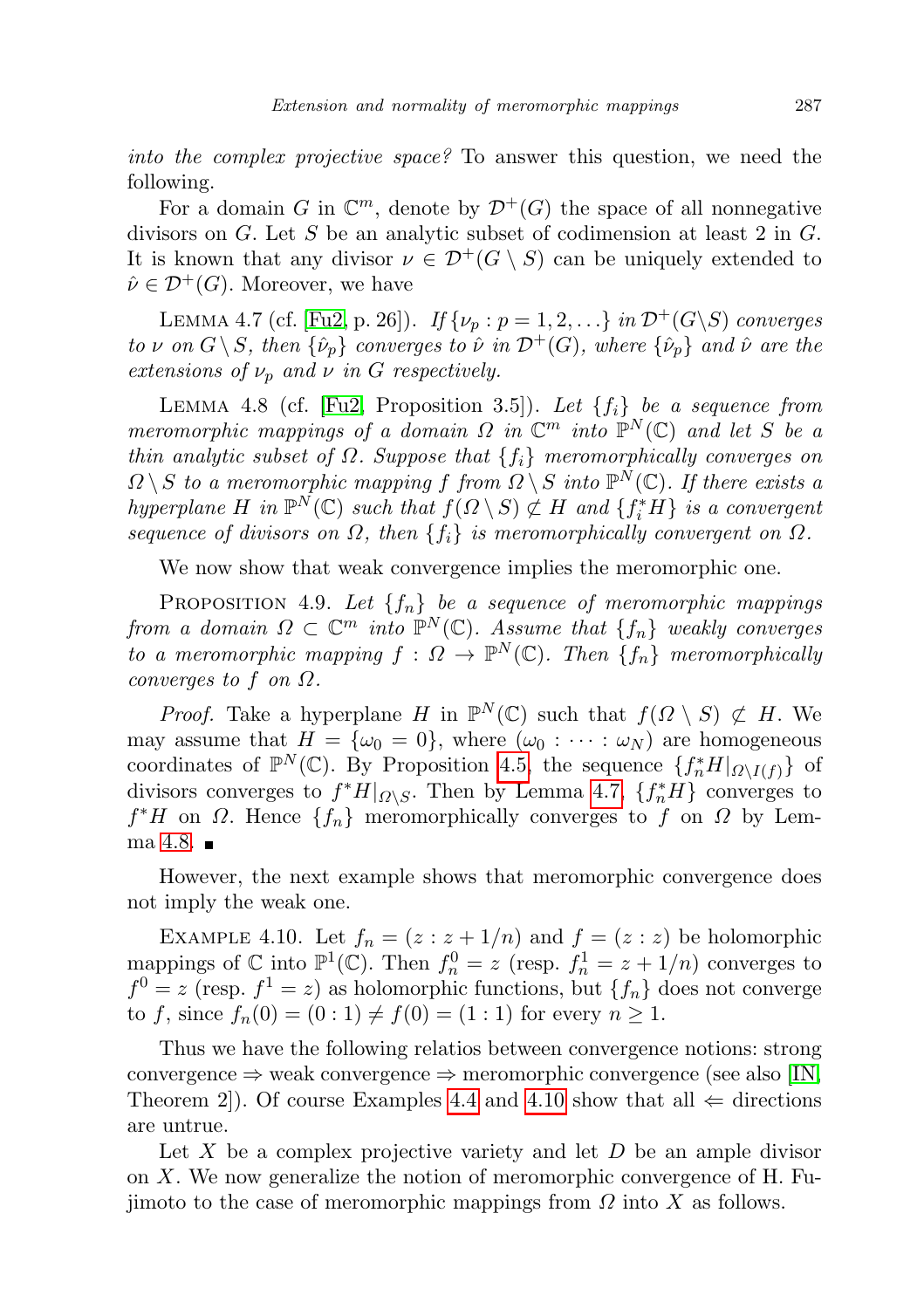*into the complex projective space?* To answer this question, we need the following.

For a domain $G$ in $\mathbb{C}^m$, denote by $\mathcal{D}^+(G)$ the space of all nonnegative divisors on $G$. Let $S$ be an analytic subset of codimension at least 2 in $G$. It is known that any divisor $\nu \in \mathcal{D}^+(G \setminus S)$ can be uniquely extended to $\hat{\nu} \in \mathcal{D}^+(G)$. Moreover, we have

LEMMA 4.7 (cf. [Fu2, p. 26]). *If $\{\nu_p : p = 1, 2, \ldots\}$ in $\mathcal{D}^+(G \setminus S)$ converges to $\nu$ on $G \setminus S$, then $\{\hat{\nu}_p\}$ converges to $\hat{\nu}$ in $\mathcal{D}^+(G)$, where $\{\hat{\nu}_p\}$ and $\hat{\nu}$ are the extensions of $\nu_p$ and $\nu$ in $G$ respectively.*

LEMMA 4.8 (cf. [Fu2, Proposition 3.5]). *Let $\{f_i\}$ be a sequence from meromorphic mappings of a domain $\Omega$ in $\mathbb{C}^m$ into $\mathbb{P}^N(\mathbb{C})$ and let $S$ be a thin analytic subset of $\Omega$. Suppose that $\{f_i\}$ meromorphically converges on $\Omega \setminus S$ to a meromorphic mapping $f$ from $\Omega \setminus S$ into $\mathbb{P}^N(\mathbb{C})$. If there exists a hyperplane $H$ in $\mathbb{P}^N(\mathbb{C})$ such that $f(\Omega \setminus S) \not\subset H$ and $\{f_i^* H\}$ is a convergent sequence of divisors on $\Omega$, then $\{f_i\}$ is meromorphically convergent on $\Omega$.*

We now show that weak convergence implies the meromorphic one.

PROPOSITION 4.9. *Let $\{f_n\}$ be a sequence of meromorphic mappings from a domain $\Omega \subset \mathbb{C}^m$ into $\mathbb{P}^N(\mathbb{C})$. Assume that $\{f_n\}$ weakly converges to a meromorphic mapping $f : \Omega \to \mathbb{P}^N(\mathbb{C})$. Then $\{f_n\}$ meromorphically converges to $f$ on $\Omega$.*

*Proof.* Take a hyperplane $H$ in $\mathbb{P}^N(\mathbb{C})$ such that $f(\Omega \setminus S) \not\subset H$. We may assume that $H = \{\omega_0 = 0\}$, where $(\omega_0 : \cdots : \omega_N)$ are homogeneous coordinates of $\mathbb{P}^N(\mathbb{C})$. By Proposition 4.5, the sequence $\{f_n^* H|_{\Omega \setminus I(f)}\}$ of divisors converges to $f^* H|_{\Omega \setminus S}$. Then by Lemma 4.7, $\{f_n^* H\}$ converges to $f^* H$ on $\Omega$. Hence $\{f_n\}$ meromorphically converges to $f$ on $\Omega$ by Lemma 4.8. ∎

However, the next example shows that meromorphic convergence does not imply the weak one.

EXAMPLE 4.10. Let $f_n = (z : z + 1/n)$ and $f = (z : z)$ be holomorphic mappings of $\mathbb{C}$ into $\mathbb{P}^1(\mathbb{C})$. Then $f_n^0 = z$ (resp. $f_n^1 = z + 1/n$) converges to $f^0 = z$ (resp. $f^1 = z$) as holomorphic functions, but $\{f_n\}$ does not converge to $f$, since $f_n(0) = (0 : 1) \neq f(0) = (1 : 1)$ for every $n \geq 1$.

Thus we have the following relatios between convergence notions: strong convergence $\Rightarrow$ weak convergence $\Rightarrow$ meromorphic convergence (see also [IN, Theorem 2]). Of course Examples 4.4 and 4.10 show that all $\Leftarrow$ directions are untrue.

Let $X$ be a complex projective variety and let $D$ be an ample divisor on $X$. We now generalize the notion of meromorphic convergence of H. Fujimoto to the case of meromorphic mappings from $\Omega$ into $X$ as follows.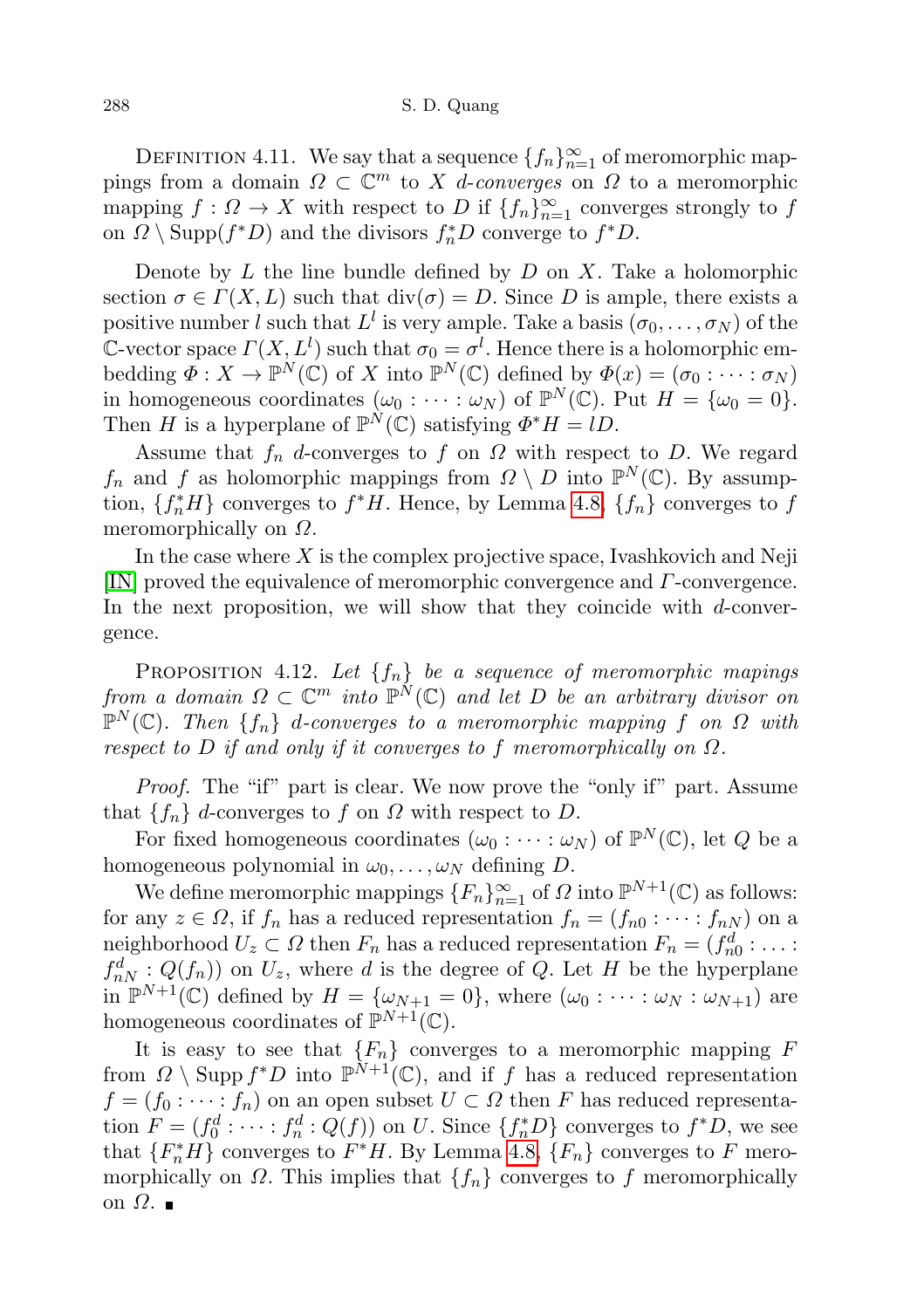DEFINITION 4.11. We say that a sequence $\{f_n\}_{n=1}^{\infty}$ of meromorphic mappings from a domain $\Omega \subset \mathbb{C}^m$ to $X$ *d-converges* on $\Omega$ to a meromorphic mapping $f : \Omega \to X$ with respect to $D$ if $\{f_n\}_{n=1}^{\infty}$ converges strongly to $f$ on $\Omega \setminus \mathrm{Supp}(f^*D)$ and the divisors $f_n^*D$ converge to $f^*D$.

Denote by $L$ the line bundle defined by $D$ on $X$. Take a holomorphic section $\sigma \in \Gamma(X, L)$ such that $\mathrm{div}(\sigma) = D$. Since $D$ is ample, there exists a positive number $l$ such that $L^l$ is very ample. Take a basis $(\sigma_0, \dots, \sigma_N)$ of the $\mathbb{C}$-vector space $\Gamma(X, L^l)$ such that $\sigma_0 = \sigma^l$. Hence there is a holomorphic embedding $\Phi : X \to \mathbb{P}^N(\mathbb{C})$ of $X$ into $\mathbb{P}^N(\mathbb{C})$ defined by $\Phi(x) = (\sigma_0 : \dots : \sigma_N)$ in homogeneous coordinates $(\omega_0 : \dots : \omega_N)$ of $\mathbb{P}^N(\mathbb{C})$. Put $H = \{\omega_0 = 0\}$. Then $H$ is a hyperplane of $\mathbb{P}^N(\mathbb{C})$ satisfying $\Phi^*H = lD$.

Assume that $f_n$ $d$-converges to $f$ on $\Omega$ with respect to $D$. We regard $f_n$ and $f$ as holomorphic mappings from $\Omega \setminus D$ into $\mathbb{P}^N(\mathbb{C})$. By assumption, $\{f_n^*H\}$ converges to $f^*H$. Hence, by Lemma 4.8, $\{f_n\}$ converges to $f$ meromorphically on $\Omega$.

In the case where $X$ is the complex projective space, Ivashkovich and Neji [IN] proved the equivalence of meromorphic convergence and $\Gamma$-convergence. In the next proposition, we will show that they coincide with $d$-convergence.

PROPOSITION 4.12. *Let $\{f_n\}$ be a sequence of meromorphic mapings from a domain $\Omega \subset \mathbb{C}^m$ into $\mathbb{P}^N(\mathbb{C})$ and let $D$ be an arbitrary divisor on $\mathbb{P}^N(\mathbb{C})$. Then $\{f_n\}$ d-converges to a meromorphic mapping $f$ on $\Omega$ with respect to $D$ if and only if it converges to $f$ meromorphically on $\Omega$.*

*Proof.* The "if" part is clear. We now prove the "only if" part. Assume that $\{f_n\}$ $d$-converges to $f$ on $\Omega$ with respect to $D$.

For fixed homogeneous coordinates $(\omega_0 : \dots : \omega_N)$ of $\mathbb{P}^N(\mathbb{C})$, let $Q$ be a homogeneous polynomial in $\omega_0, \dots, \omega_N$ defining $D$.

We define meromorphic mappings $\{F_n\}_{n=1}^{\infty}$ of $\Omega$ into $\mathbb{P}^{N+1}(\mathbb{C})$ as follows: for any $z \in \Omega$, if $f_n$ has a reduced representation $f_n = (f_{n0} : \dots : f_{nN})$ on a neighborhood $U_z \subset \Omega$ then $F_n$ has a reduced representation $F_n = (f_{n0}^d : \dots : f_{nN}^d : Q(f_n))$ on $U_z$, where $d$ is the degree of $Q$. Let $H$ be the hyperplane in $\mathbb{P}^{N+1}(\mathbb{C})$ defined by $H = \{\omega_{N+1} = 0\}$, where $(\omega_0 : \dots : \omega_N : \omega_{N+1})$ are homogeneous coordinates of $\mathbb{P}^{N+1}(\mathbb{C})$.

It is easy to see that $\{F_n\}$ converges to a meromorphic mapping $F$ from $\Omega \setminus \mathrm{Supp}\, f^*D$ into $\mathbb{P}^{N+1}(\mathbb{C})$, and if $f$ has a reduced representation $f = (f_0 : \dots : f_n)$ on an open subset $U \subset \Omega$ then $F$ has reduced representation $F = (f_0^d : \dots : f_n^d : Q(f))$ on $U$. Since $\{f_n^*D\}$ converges to $f^*D$, we see that $\{F_n^*H\}$ converges to $F^*H$. By Lemma 4.8, $\{F_n\}$ converges to $F$ meromorphically on $\Omega$. This implies that $\{f_n\}$ converges to $f$ meromorphically on $\Omega$. ∎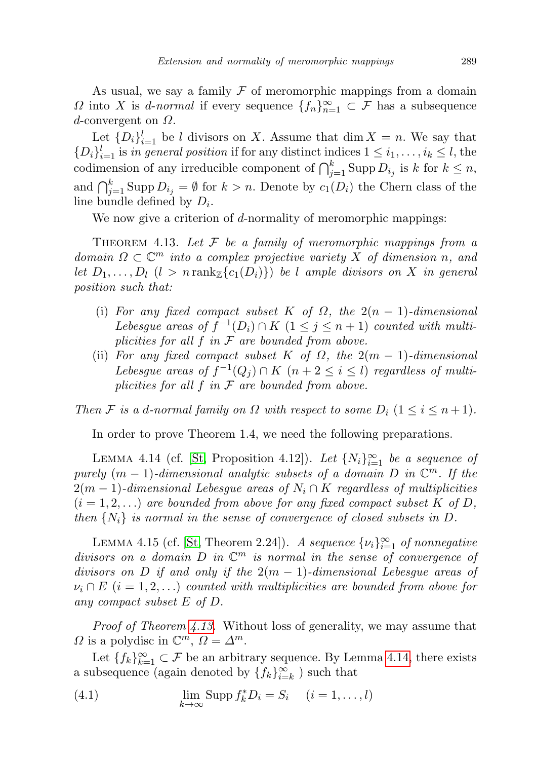As usual, we say a family $\mathcal{F}$ of meromorphic mappings from a domain $\Omega$ into $X$ is *d-normal* if every sequence $\{f_n\}_{n=1}^{\infty} \subset \mathcal{F}$ has a subsequence $d$-convergent on $\Omega$.

Let $\{D_i\}_{i=1}^{l}$ be $l$ divisors on $X$. Assume that $\dim X = n$. We say that $\{D_i\}_{i=1}^{l}$ is *in general position* if for any distinct indices $1 \le i_1, \dots, i_k \le l$, the codimension of any irreducible component of $\bigcap_{j=1}^{k} \operatorname{Supp} D_{i_j}$ is $k$ for $k \le n$, and $\bigcap_{j=1}^{k} \operatorname{Supp} D_{i_j} = \emptyset$ for $k > n$. Denote by $c_1(D_i)$ the Chern class of the line bundle defined by $D_i$.

We now give a criterion of $d$-normality of meromorphic mappings:

THEOREM 4.13. *Let $\mathcal{F}$ be a family of meromorphic mappings from a domain $\Omega \subset \mathbb{C}^m$ into a complex projective variety $X$ of dimension $n$, and let $D_1, \dots, D_l$ $(l > n \operatorname{rank}_{\mathbb{Z}}\{c_1(D_i)\})$ be $l$ ample divisors on $X$ in general position such that:*

- (i) *For any fixed compact subset $K$ of $\Omega$, the $2(n-1)$-dimensional Lebesgue areas of $f^{-1}(D_i) \cap K$ $(1 \le j \le n+1)$ counted with multiplicities for all $f$ in $\mathcal{F}$ are bounded from above.*
- (ii) *For any fixed compact subset $K$ of $\Omega$, the $2(m-1)$-dimensional Lebesgue areas of $f^{-1}(Q_j) \cap K$ $(n+2 \le i \le l)$ regardless of multiplicities for all $f$ in $\mathcal{F}$ are bounded from above.*

*Then $\mathcal{F}$ is a d-normal family on $\Omega$ with respect to some $D_i$ $(1 \le i \le n+1)$.*

In order to prove Theorem 1.4, we need the following preparations.

LEMMA 4.14 (cf. [St, Proposition 4.12]). *Let $\{N_i\}_{i=1}^{\infty}$ be a sequence of purely $(m-1)$-dimensional analytic subsets of a domain $D$ in $\mathbb{C}^m$. If the $2(m-1)$-dimensional Lebesgue areas of $N_i \cap K$ regardless of multiplicities $(i = 1, 2, \dots)$ are bounded from above for any fixed compact subset $K$ of $D$, then $\{N_i\}$ is normal in the sense of convergence of closed subsets in $D$.*

LEMMA 4.15 (cf. [St, Theorem 2.24]). *A sequence $\{\nu_i\}_{i=1}^{\infty}$ of nonnegative divisors on a domain $D$ in $\mathbb{C}^m$ is normal in the sense of convergence of divisors on $D$ if and only if the $2(m-1)$-dimensional Lebesgue areas of $\nu_i \cap E$ $(i = 1, 2, \dots)$ counted with multiplicities are bounded from above for any compact subset $E$ of $D$.*

*Proof of Theorem 4.13.* Without loss of generality, we may assume that $\Omega$ is a polydisc in $\mathbb{C}^m$, $\Omega = \Delta^m$.

Let $\{f_k\}_{k=1}^{\infty} \subset \mathcal{F}$ be an arbitrary sequence. By Lemma 4.14, there exists a subsequence (again denoted by $\{f_k\}_{i=k}^{\infty}$ ) such that

$$\lim_{k\to\infty} \operatorname{Supp} f_k^* D_i = S_i \quad (i = 1, \dots, l) \tag{4.1}$$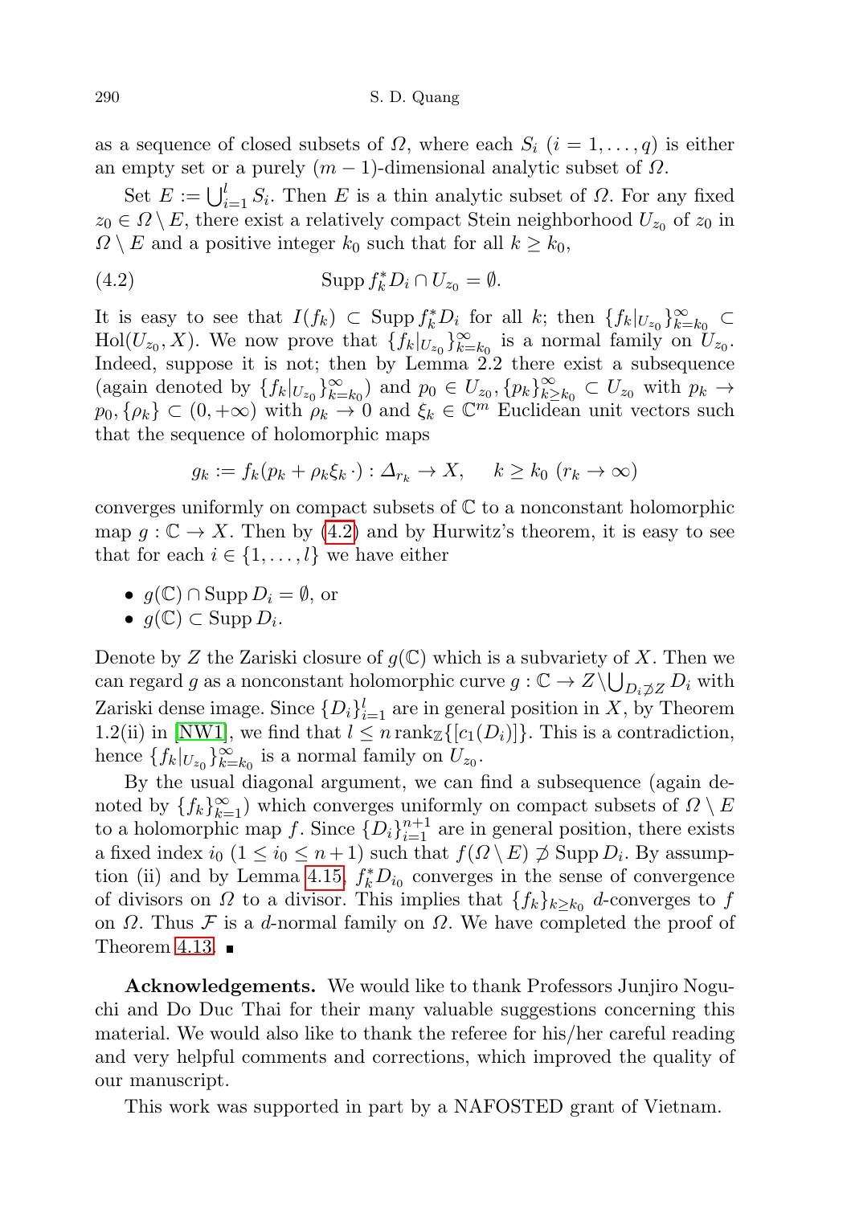as a sequence of closed subsets of $\Omega$, where each $S_i$ $(i = 1, \ldots, q)$ is either an empty set or a purely $(m-1)$-dimensional analytic subset of $\Omega$.

Set $E := \bigcup_{i=1}^{l} S_i$. Then $E$ is a thin analytic subset of $\Omega$. For any fixed $z_0 \in \Omega \setminus E$, there exist a relatively compact Stein neighborhood $U_{z_0}$ of $z_0$ in $\Omega \setminus E$ and a positive integer $k_0$ such that for all $k \geq k_0$,

$$\operatorname{Supp} f_k^* D_i \cap U_{z_0} = \emptyset. \tag{4.2}$$

It is easy to see that $I(f_k) \subset \operatorname{Supp} f_k^* D_i$ for all $k$; then $\{f_k|_{U_{z_0}}\}_{k=k_0}^{\infty} \subset \operatorname{Hol}(U_{z_0}, X)$. We now prove that $\{f_k|_{U_{z_0}}\}_{k=k_0}^{\infty}$ is a normal family on $U_{z_0}$. Indeed, suppose it is not; then by Lemma 2.2 there exist a subsequence (again denoted by $\{f_k|_{U_{z_0}}\}_{k=k_0}^{\infty}$) and $p_0 \in U_{z_0}, \{p_k\}_{k \geq k_0}^{\infty} \subset U_{z_0}$ with $p_k \to p_0, \{\rho_k\} \subset (0, +\infty)$ with $\rho_k \to 0$ and $\xi_k \in \mathbb{C}^m$ Euclidean unit vectors such that the sequence of holomorphic maps

$$g_k := f_k(p_k + \rho_k \xi_k \cdot) : \Delta_{r_k} \to X, \quad k \geq k_0 \ (r_k \to \infty)$$

converges uniformly on compact subsets of $\mathbb{C}$ to a nonconstant holomorphic map $g : \mathbb{C} \to X$. Then by (4.2) and by Hurwitz's theorem, it is easy to see that for each $i \in \{1, \ldots, l\}$ we have either

- $g(\mathbb{C}) \cap \operatorname{Supp} D_i = \emptyset$, or
- $g(\mathbb{C}) \subset \operatorname{Supp} D_i$.

Denote by $Z$ the Zariski closure of $g(\mathbb{C})$ which is a subvariety of $X$. Then we can regard $g$ as a nonconstant holomorphic curve $g : \mathbb{C} \to Z \setminus \bigcup_{D_i \not\supset Z} D_i$ with Zariski dense image. Since $\{D_i\}_{i=1}^{l}$ are in general position in $X$, by Theorem 1.2(ii) in [NW1], we find that $l \leq n \operatorname{rank}_{\mathbb{Z}}\{[c_1(D_i)]\}$. This is a contradiction, hence $\{f_k|_{U_{z_0}}\}_{k=k_0}^{\infty}$ is a normal family on $U_{z_0}$.

By the usual diagonal argument, we can find a subsequence (again denoted by $\{f_k\}_{k=1}^{\infty}$) which converges uniformly on compact subsets of $\Omega \setminus E$ to a holomorphic map $f$. Since $\{D_i\}_{i=1}^{n+1}$ are in general position, there exists a fixed index $i_0$ $(1 \leq i_0 \leq n+1)$ such that $f(\Omega \setminus E) \not\supset \operatorname{Supp} D_i$. By assumption (ii) and by Lemma 4.15, $f_k^* D_{i_0}$ converges in the sense of convergence of divisors on $\Omega$ to a divisor. This implies that $\{f_k\}_{k \geq k_0}$ $d$-converges to $f$ on $\Omega$. Thus $\mathcal{F}$ is a $d$-normal family on $\Omega$. We have completed the proof of Theorem 4.13. ∎

**Acknowledgements.** We would like to thank Professors Junjiro Noguchi and Do Duc Thai for their many valuable suggestions concerning this material. We would also like to thank the referee for his/her careful reading and very helpful comments and corrections, which improved the quality of our manuscript.

This work was supported in part by a NAFOSTED grant of Vietnam.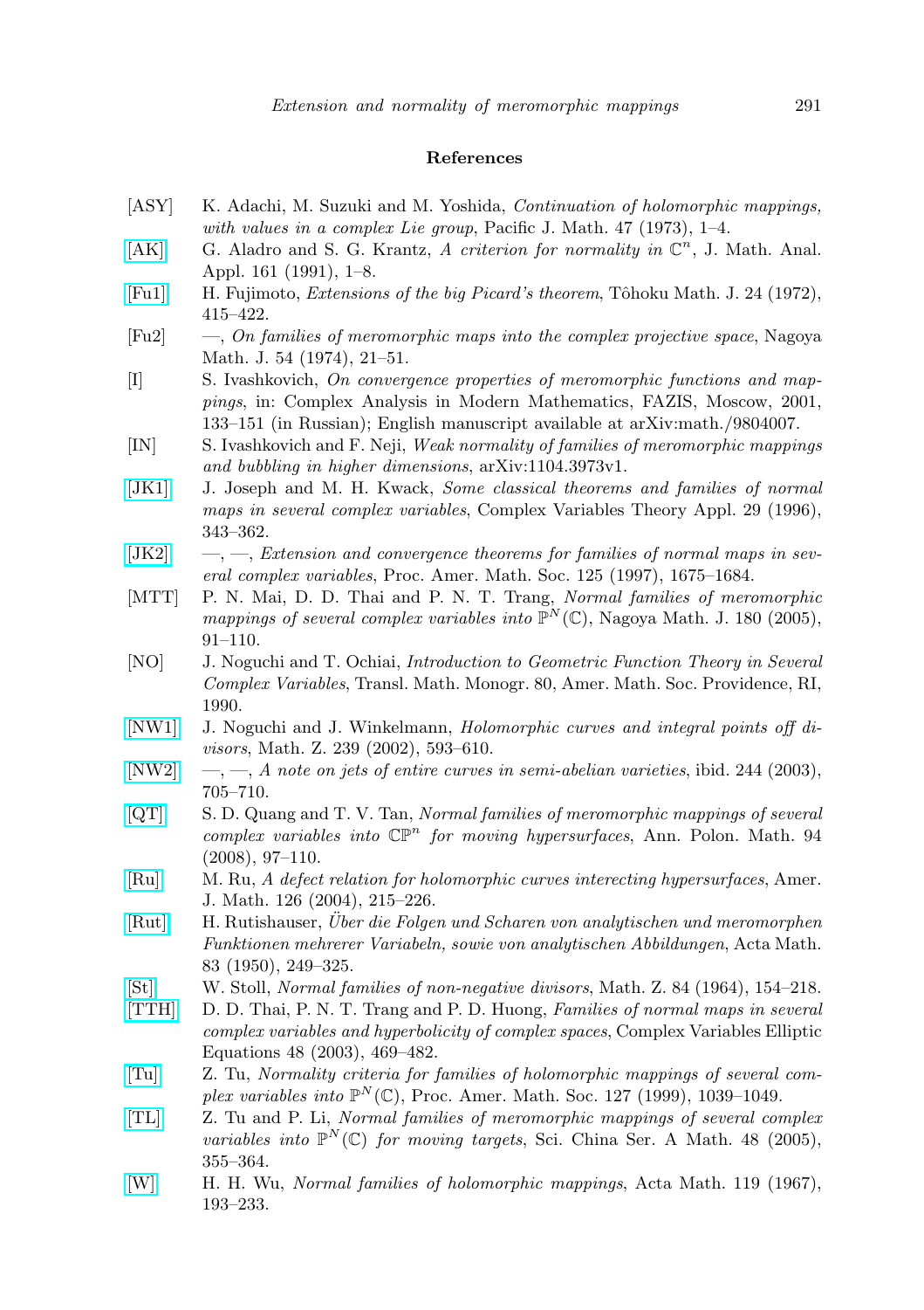## References

[ASY] K. Adachi, M. Suzuki and M. Yoshida, *Continuation of holomorphic mappings, with values in a complex Lie group*, Pacific J. Math. 47 (1973), 1–4.

[AK] G. Aladro and S. G. Krantz, *A criterion for normality in* $\mathbb{C}^n$, J. Math. Anal. Appl. 161 (1991), 1–8.

[Fu1] H. Fujimoto, *Extensions of the big Picard's theorem*, Tôhoku Math. J. 24 (1972), 415–422.

[Fu2] —, *On families of meromorphic maps into the complex projective space*, Nagoya Math. J. 54 (1974), 21–51.

[I] S. Ivashkovich, *On convergence properties of meromorphic functions and mappings*, in: Complex Analysis in Modern Mathematics, FAZIS, Moscow, 2001, 133–151 (in Russian); English manuscript available at arXiv:math./9804007.

[IN] S. Ivashkovich and F. Neji, *Weak normality of families of meromorphic mappings and bubbling in higher dimensions*, arXiv:1104.3973v1.

[JK1] J. Joseph and M. H. Kwack, *Some classical theorems and families of normal maps in several complex variables*, Complex Variables Theory Appl. 29 (1996), 343–362.

[JK2] —, —, *Extension and convergence theorems for families of normal maps in several complex variables*, Proc. Amer. Math. Soc. 125 (1997), 1675–1684.

[MTT] P. N. Mai, D. D. Thai and P. N. T. Trang, *Normal families of meromorphic mappings of several complex variables into* $\mathbb{P}^N(\mathbb{C})$, Nagoya Math. J. 180 (2005), 91–110.

[NO] J. Noguchi and T. Ochiai, *Introduction to Geometric Function Theory in Several Complex Variables*, Transl. Math. Monogr. 80, Amer. Math. Soc. Providence, RI, 1990.

[NW1] J. Noguchi and J. Winkelmann, *Holomorphic curves and integral points off divisors*, Math. Z. 239 (2002), 593–610.

[NW2] —, —, *A note on jets of entire curves in semi-abelian varieties*, ibid. 244 (2003), 705–710.

[QT] S. D. Quang and T. V. Tan, *Normal families of meromorphic mappings of several complex variables into* $\mathbb{CP}^n$ *for moving hypersurfaces*, Ann. Polon. Math. 94 (2008), 97–110.

[Ru] M. Ru, *A defect relation for holomorphic curves interecting hypersurfaces*, Amer. J. Math. 126 (2004), 215–226.

[Rut] H. Rutishauser, *Über die Folgen und Scharen von analytischen und meromorphen Funktionen mehrerer Variabeln, sowie von analytischen Abbildungen*, Acta Math. 83 (1950), 249–325.

[St] W. Stoll, *Normal families of non-negative divisors*, Math. Z. 84 (1964), 154–218.

[TTH] D. D. Thai, P. N. T. Trang and P. D. Huong, *Families of normal maps in several complex variables and hyperbolicity of complex spaces*, Complex Variables Elliptic Equations 48 (2003), 469–482.

[Tu] Z. Tu, *Normality criteria for families of holomorphic mappings of several complex variables into* $\mathbb{P}^N(\mathbb{C})$, Proc. Amer. Math. Soc. 127 (1999), 1039–1049.

[TL] Z. Tu and P. Li, *Normal families of meromorphic mappings of several complex variables into* $\mathbb{P}^N(\mathbb{C})$ *for moving targets*, Sci. China Ser. A Math. 48 (2005), 355–364.

[W] H. H. Wu, *Normal families of holomorphic mappings*, Acta Math. 119 (1967), 193–233.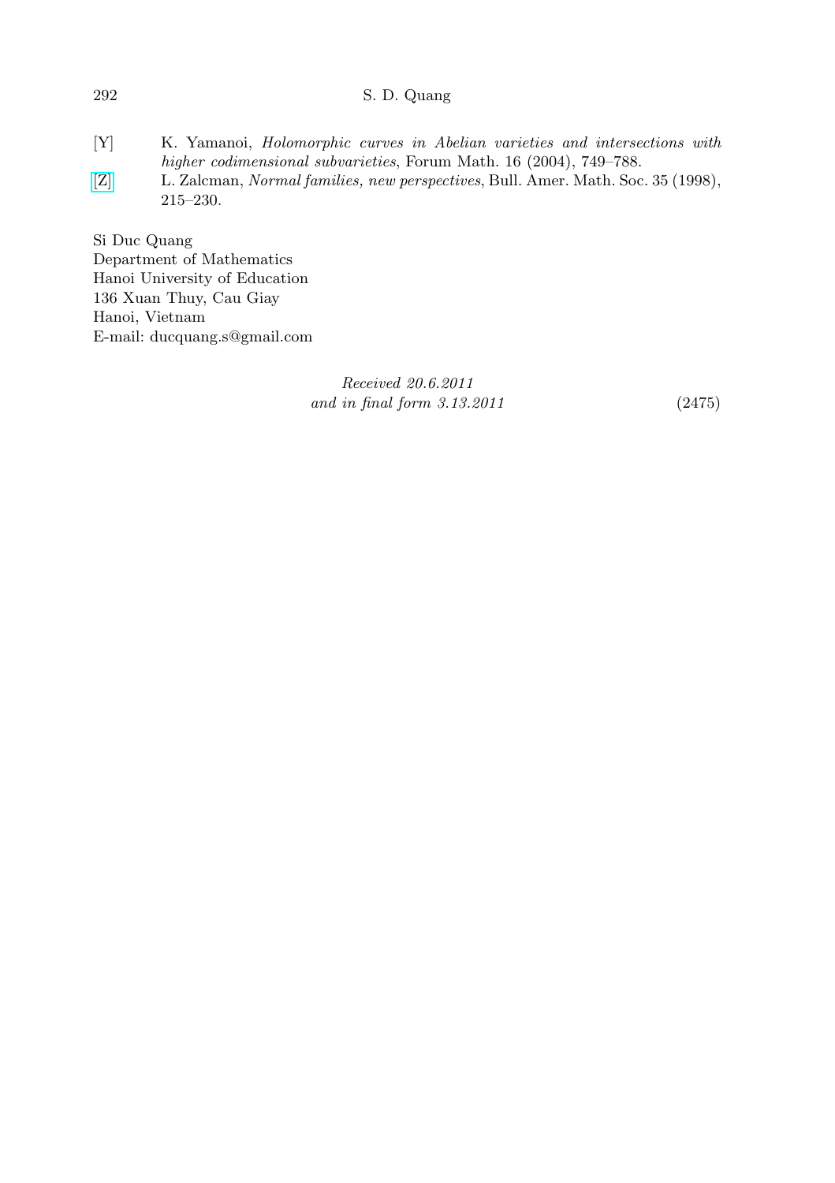[Y] K. Yamanoi, *Holomorphic curves in Abelian varieties and intersections with higher codimensional subvarieties*, Forum Math. 16 (2004), 749–788.

[Z] L. Zalcman, *Normal families, new perspectives*, Bull. Amer. Math. Soc. 35 (1998), 215–230.

Si Duc Quang
Department of Mathematics
Hanoi University of Education
136 Xuan Thuy, Cau Giay
Hanoi, Vietnam
E-mail: ducquang.s@gmail.com

*Received 20.6.2011*
*and in final form 3.13.2011* (2475)